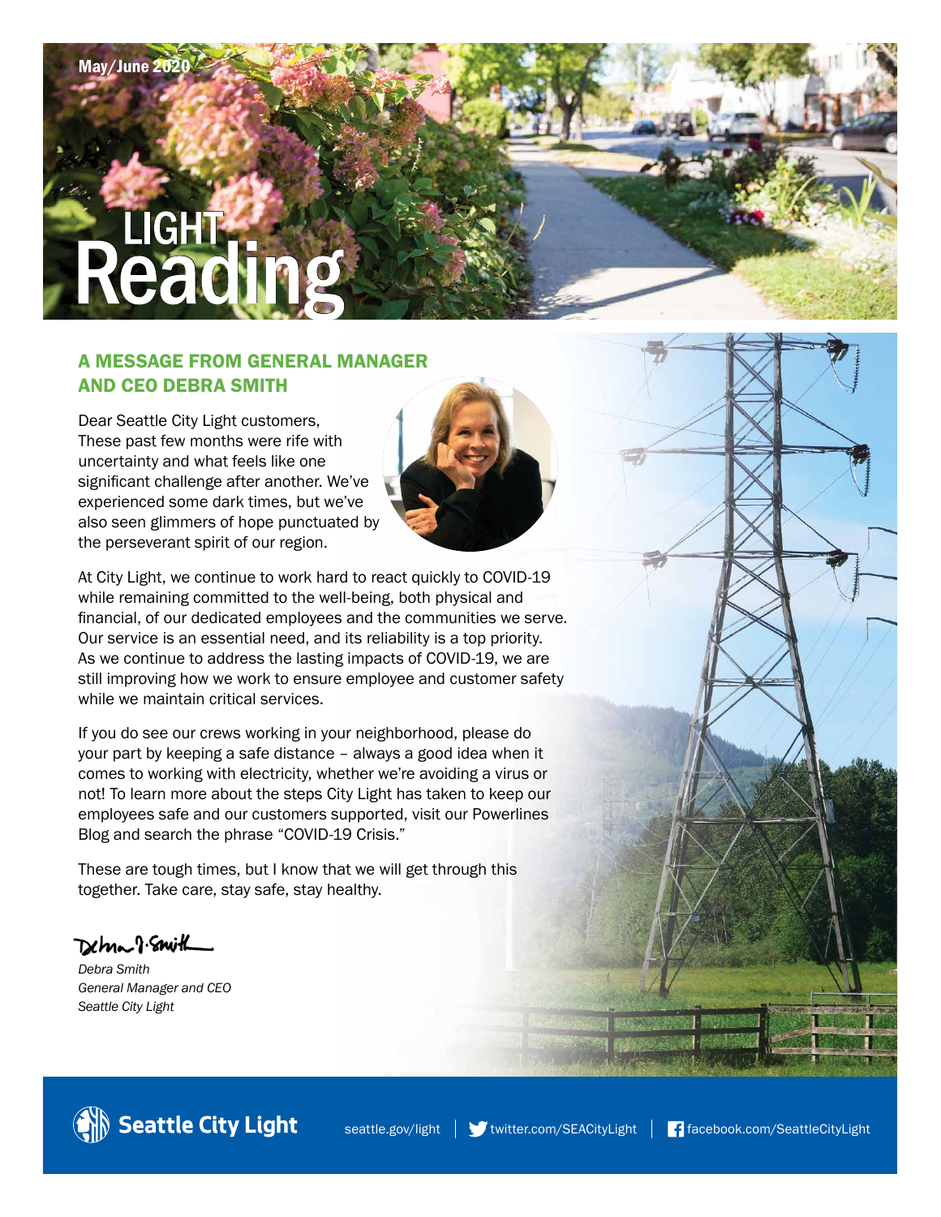May/June 2020

# LIGHT Reading

## A MESSAGE FROM GENERAL MANAGER AND CEO DEBRA SMITH

Dear Seattle City Light customers,
These past few months were rife with uncertainty and what feels like one significant challenge after another. We've experienced some dark times, but we've also seen glimmers of hope punctuated by the perseverant spirit of our region.

At City Light, we continue to work hard to react quickly to COVID-19 while remaining committed to the well-being, both physical and financial, of our dedicated employees and the communities we serve. Our service is an essential need, and its reliability is a top priority. As we continue to address the lasting impacts of COVID-19, we are still improving how we work to ensure employee and customer safety while we maintain critical services.

If you do see our crews working in your neighborhood, please do your part by keeping a safe distance – always a good idea when it comes to working with electricity, whether we're avoiding a virus or not! To learn more about the steps City Light has taken to keep our employees safe and our customers supported, visit our Powerlines Blog and search the phrase "COVID-19 Crisis."

These are tough times, but I know that we will get through this together. Take care, stay safe, stay healthy.

Debra J. Smith

*Debra Smith*
*General Manager and CEO*
*Seattle City Light*

Seattle City Light | seattle.gov/light | twitter.com/SEACityLight | facebook.com/SeattleCityLight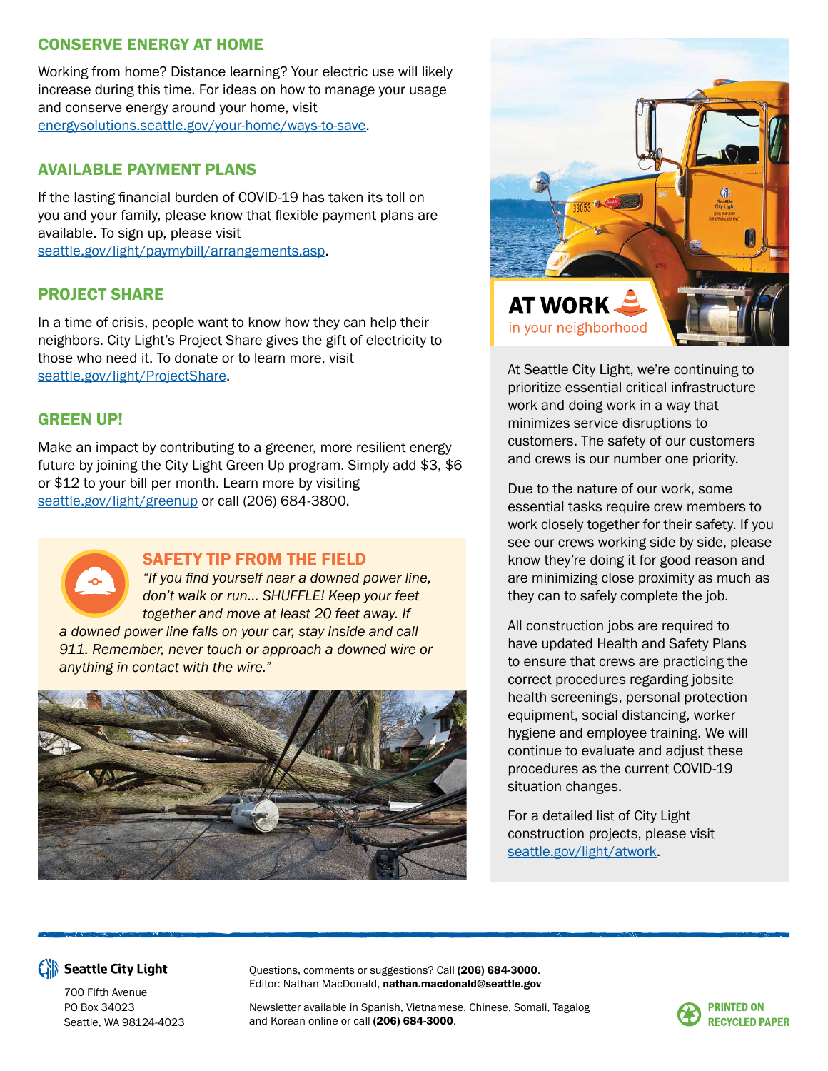## CONSERVE ENERGY AT HOME

Working from home? Distance learning? Your electric use will likely increase during this time. For ideas on how to manage your usage and conserve energy around your home, visit energysolutions.seattle.gov/your-home/ways-to-save.

## AVAILABLE PAYMENT PLANS

If the lasting financial burden of COVID-19 has taken its toll on you and your family, please know that flexible payment plans are available. To sign up, please visit seattle.gov/light/paymybill/arrangements.asp.

## PROJECT SHARE

In a time of crisis, people want to know how they can help their neighbors. City Light's Project Share gives the gift of electricity to those who need it. To donate or to learn more, visit seattle.gov/light/ProjectShare.

## GREEN UP!

Make an impact by contributing to a greener, more resilient energy future by joining the City Light Green Up program. Simply add $3, $6 or $12 to your bill per month. Learn more by visiting seattle.gov/light/greenup or call (206) 684-3800.

### SAFETY TIP FROM THE FIELD

*"If you find yourself near a downed power line, don't walk or run... SHUFFLE! Keep your feet together and move at least 20 feet away. If a downed power line falls on your car, stay inside and call 911. Remember, never touch or approach a downed wire or anything in contact with the wire."*

## AT WORK in your neighborhood

At Seattle City Light, we're continuing to prioritize essential critical infrastructure work and doing work in a way that minimizes service disruptions to customers. The safety of our customers and crews is our number one priority.

Due to the nature of our work, some essential tasks require crew members to work closely together for their safety. If you see our crews working side by side, please know they're doing it for good reason and are minimizing close proximity as much as they can to safely complete the job.

All construction jobs are required to have updated Health and Safety Plans to ensure that crews are practicing the correct procedures regarding jobsite health screenings, personal protection equipment, social distancing, worker hygiene and employee training. We will continue to evaluate and adjust these procedures as the current COVID-19 situation changes.

For a detailed list of City Light construction projects, please visit seattle.gov/light/atwork.

**Seattle City Light**
700 Fifth Avenue
PO Box 34023
Seattle, WA 98124-4023

Questions, comments or suggestions? Call **(206) 684-3000**.
Editor: Nathan MacDonald, **nathan.macdonald@seattle.gov**

Newsletter available in Spanish, Vietnamese, Chinese, Somali, Tagalog and Korean online or call **(206) 684-3000**.

PRINTED ON RECYCLED PAPER